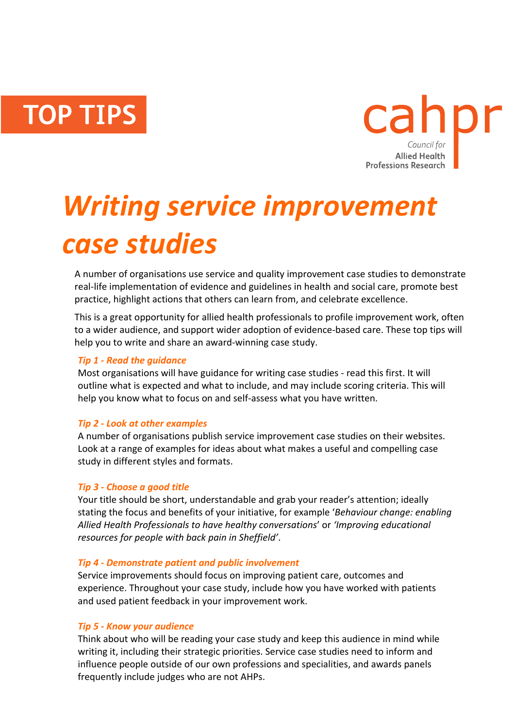TOP TIPS

cahpr
Council for
Allied Health
Professions Research

# *Writing service improvement case studies*

A number of organisations use service and quality improvement case studies to demonstrate real-life implementation of evidence and guidelines in health and social care, promote best practice, highlight actions that others can learn from, and celebrate excellence.

This is a great opportunity for allied health professionals to profile improvement work, often to a wider audience, and support wider adoption of evidence-based care. These top tips will help you to write and share an award-winning case study.

### *Tip 1 - Read the guidance*

Most organisations will have guidance for writing case studies - read this first. It will outline what is expected and what to include, and may include scoring criteria. This will help you know what to focus on and self-assess what you have written.

### *Tip 2 - Look at other examples*

A number of organisations publish service improvement case studies on their websites. Look at a range of examples for ideas about what makes a useful and compelling case study in different styles and formats.

### *Tip 3 - Choose a good title*

Your title should be short, understandable and grab your reader's attention; ideally stating the focus and benefits of your initiative, for example '*Behaviour change: enabling Allied Health Professionals to have healthy conversations*' or *'Improving educational resources for people with back pain in Sheffield'*.

### *Tip 4 - Demonstrate patient and public involvement*

Service improvements should focus on improving patient care, outcomes and experience. Throughout your case study, include how you have worked with patients and used patient feedback in your improvement work.

### *Tip 5 - Know your audience*

Think about who will be reading your case study and keep this audience in mind while writing it, including their strategic priorities. Service case studies need to inform and influence people outside of our own professions and specialities, and awards panels frequently include judges who are not AHPs.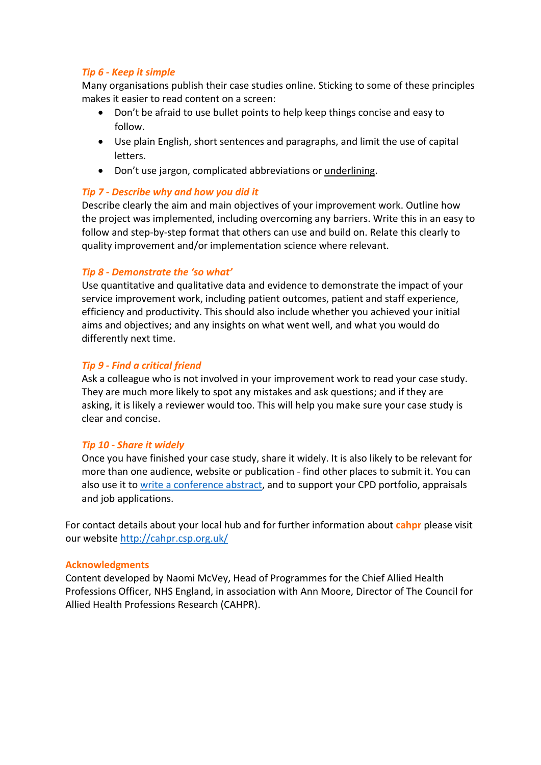### *Tip 6 - Keep it simple*

Many organisations publish their case studies online. Sticking to some of these principles makes it easier to read content on a screen:

- Don't be afraid to use bullet points to help keep things concise and easy to follow.
- Use plain English, short sentences and paragraphs, and limit the use of capital letters.
- Don't use jargon, complicated abbreviations or underlining.

### *Tip 7 - Describe why and how you did it*

Describe clearly the aim and main objectives of your improvement work. Outline how the project was implemented, including overcoming any barriers. Write this in an easy to follow and step-by-step format that others can use and build on. Relate this clearly to quality improvement and/or implementation science where relevant.

### *Tip 8 - Demonstrate the 'so what'*

Use quantitative and qualitative data and evidence to demonstrate the impact of your service improvement work, including patient outcomes, patient and staff experience, efficiency and productivity. This should also include whether you achieved your initial aims and objectives; and any insights on what went well, and what you would do differently next time.

### *Tip 9 - Find a critical friend*

Ask a colleague who is not involved in your improvement work to read your case study. They are much more likely to spot any mistakes and ask questions; and if they are asking, it is likely a reviewer would too. This will help you make sure your case study is clear and concise.

### *Tip 10 - Share it widely*

Once you have finished your case study, share it widely. It is also likely to be relevant for more than one audience, website or publication - find other places to submit it. You can also use it to write a conference abstract, and to support your CPD portfolio, appraisals and job applications.

For contact details about your local hub and for further information about **cahpr** please visit our website http://cahpr.csp.org.uk/

### Acknowledgments

Content developed by Naomi McVey, Head of Programmes for the Chief Allied Health Professions Officer, NHS England, in association with Ann Moore, Director of The Council for Allied Health Professions Research (CAHPR).